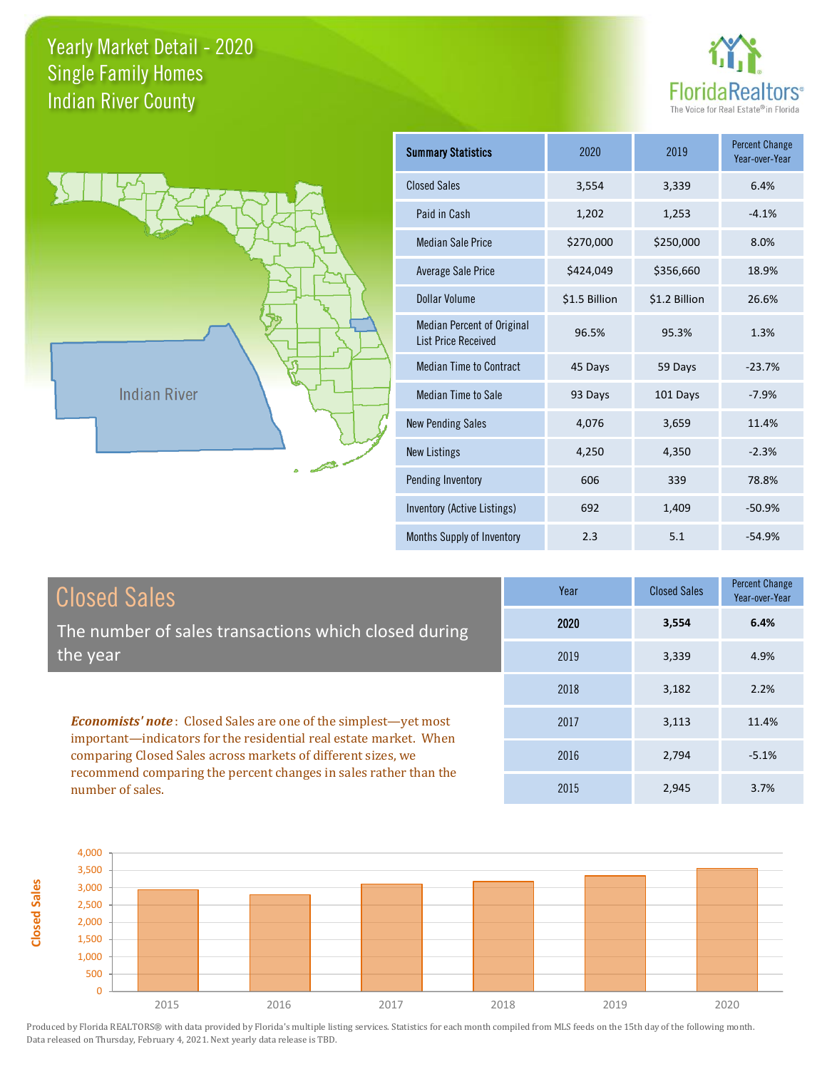# Yearly Market Detail - 2020
## Single Family Homes
## Indian River County

FloridaRealtors® The Voice for Real Estate® in Florida

Indian River

| Summary Statistics | 2020 | 2019 | Percent Change Year-over-Year |
|---|---|---|---|
| Closed Sales | 3,554 | 3,339 | 6.4% |
| Paid in Cash | 1,202 | 1,253 | -4.1% |
| Median Sale Price | $270,000 | $250,000 | 8.0% |
| Average Sale Price | $424,049 | $356,660 | 18.9% |
| Dollar Volume | $1.5 Billion | $1.2 Billion | 26.6% |
| Median Percent of Original List Price Received | 96.5% | 95.3% | 1.3% |
| Median Time to Contract | 45 Days | 59 Days | -23.7% |
| Median Time to Sale | 93 Days | 101 Days | -7.9% |
| New Pending Sales | 4,076 | 3,659 | 11.4% |
| New Listings | 4,250 | 4,350 | -2.3% |
| Pending Inventory | 606 | 339 | 78.8% |
| Inventory (Active Listings) | 692 | 1,409 | -50.9% |
| Months Supply of Inventory | 2.3 | 5.1 | -54.9% |

## Closed Sales

The number of sales transactions which closed during the year

***Economists' note***: Closed Sales are one of the simplest—yet most important—indicators for the residential real estate market. When comparing Closed Sales across markets of different sizes, we recommend comparing the percent changes in sales rather than the number of sales.

| Year | Closed Sales | Percent Change Year-over-Year |
|---|---|---|
| **2020** | **3,554** | **6.4%** |
| 2019 | 3,339 | 4.9% |
| 2018 | 3,182 | 2.2% |
| 2017 | 3,113 | 11.4% |
| 2016 | 2,794 | -5.1% |
| 2015 | 2,945 | 3.7% |

Produced by Florida REALTORS® with data provided by Florida's multiple listing services. Statistics for each month compiled from MLS feeds on the 15th day of the following month. Data released on Thursday, February 4, 2021. Next yearly data release is TBD.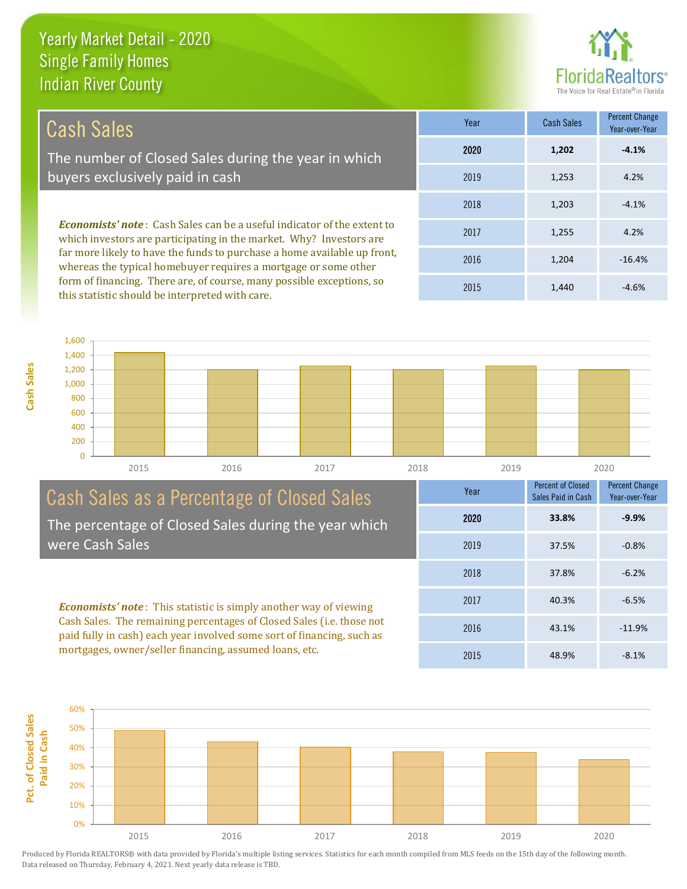# Yearly Market Detail - 2020
## Single Family Homes
## Indian River County

## Cash Sales

The number of Closed Sales during the year in which buyers exclusively paid in cash

| Year | Cash Sales | Percent Change Year-over-Year |
|---|---|---|
| **2020** | **1,202** | **-4.1%** |
| 2019 | 1,253 | 4.2% |
| 2018 | 1,203 | -4.1% |
| 2017 | 1,255 | 4.2% |
| 2016 | 1,204 | -16.4% |
| 2015 | 1,440 | -4.6% |

***Economists' note***: Cash Sales can be a useful indicator of the extent to which investors are participating in the market. Why? Investors are far more likely to have the funds to purchase a home available up front, whereas the typical homebuyer requires a mortgage or some other form of financing. There are, of course, many possible exceptions, so this statistic should be interpreted with care.

## Cash Sales as a Percentage of Closed Sales

The percentage of Closed Sales during the year which were Cash Sales

| Year | Percent of Closed Sales Paid in Cash | Percent Change Year-over-Year |
|---|---|---|
| **2020** | **33.8%** | **-9.9%** |
| 2019 | 37.5% | -0.8% |
| 2018 | 37.8% | -6.2% |
| 2017 | 40.3% | -6.5% |
| 2016 | 43.1% | -11.9% |
| 2015 | 48.9% | -8.1% |

***Economists' note***: This statistic is simply another way of viewing Cash Sales. The remaining percentages of Closed Sales (i.e. those not paid fully in cash) each year involved some sort of financing, such as mortgages, owner/seller financing, assumed loans, etc.

Produced by Florida REALTORS® with data provided by Florida's multiple listing services. Statistics for each month compiled from MLS feeds on the 15th day of the following month. Data released on Thursday, February 4, 2021. Next yearly data release is TBD.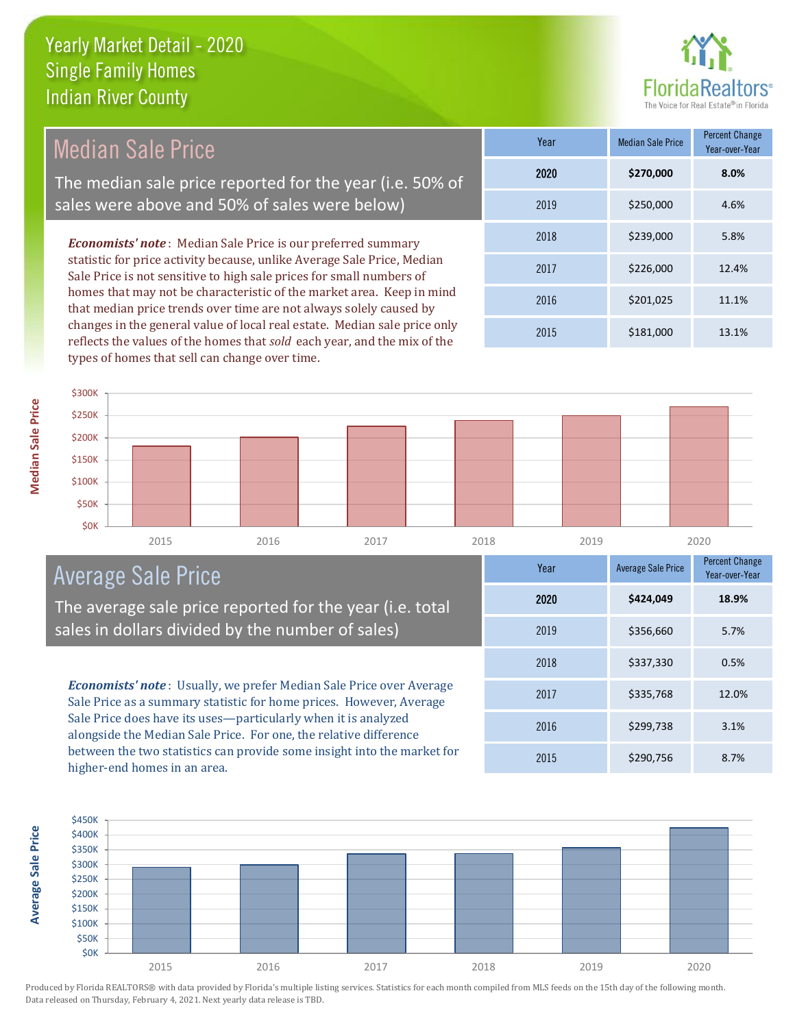# Yearly Market Detail - 2020
## Single Family Homes
## Indian River County

FloridaRealtors® — The Voice for Real Estate® in Florida

## Median Sale Price

The median sale price reported for the year (i.e. 50% of sales were above and 50% of sales were below)

***Economists' note***: Median Sale Price is our preferred summary statistic for price activity because, unlike Average Sale Price, Median Sale Price is not sensitive to high sale prices for small numbers of homes that may not be characteristic of the market area. Keep in mind that median price trends over time are not always solely caused by changes in the general value of local real estate. Median sale price only reflects the values of the homes that *sold* each year, and the mix of the types of homes that sell can change over time.

| Year | Median Sale Price | Percent Change Year-over-Year |
|---|---|---|
| **2020** | **$270,000** | **8.0%** |
| 2019 | $250,000 | 4.6% |
| 2018 | $239,000 | 5.8% |
| 2017 | $226,000 | 12.4% |
| 2016 | $201,025 | 11.1% |
| 2015 | $181,000 | 13.1% |

## Average Sale Price

The average sale price reported for the year (i.e. total sales in dollars divided by the number of sales)

***Economists' note***: Usually, we prefer Median Sale Price over Average Sale Price as a summary statistic for home prices. However, Average Sale Price does have its uses—particularly when it is analyzed alongside the Median Sale Price. For one, the relative difference between the two statistics can provide some insight into the market for higher-end homes in an area.

| Year | Average Sale Price | Percent Change Year-over-Year |
|---|---|---|
| **2020** | **$424,049** | **18.9%** |
| 2019 | $356,660 | 5.7% |
| 2018 | $337,330 | 0.5% |
| 2017 | $335,768 | 12.0% |
| 2016 | $299,738 | 3.1% |
| 2015 | $290,756 | 8.7% |

Produced by Florida REALTORS® with data provided by Florida's multiple listing services. Statistics for each month compiled from MLS feeds on the 15th day of the following month. Data released on Thursday, February 4, 2021. Next yearly data release is TBD.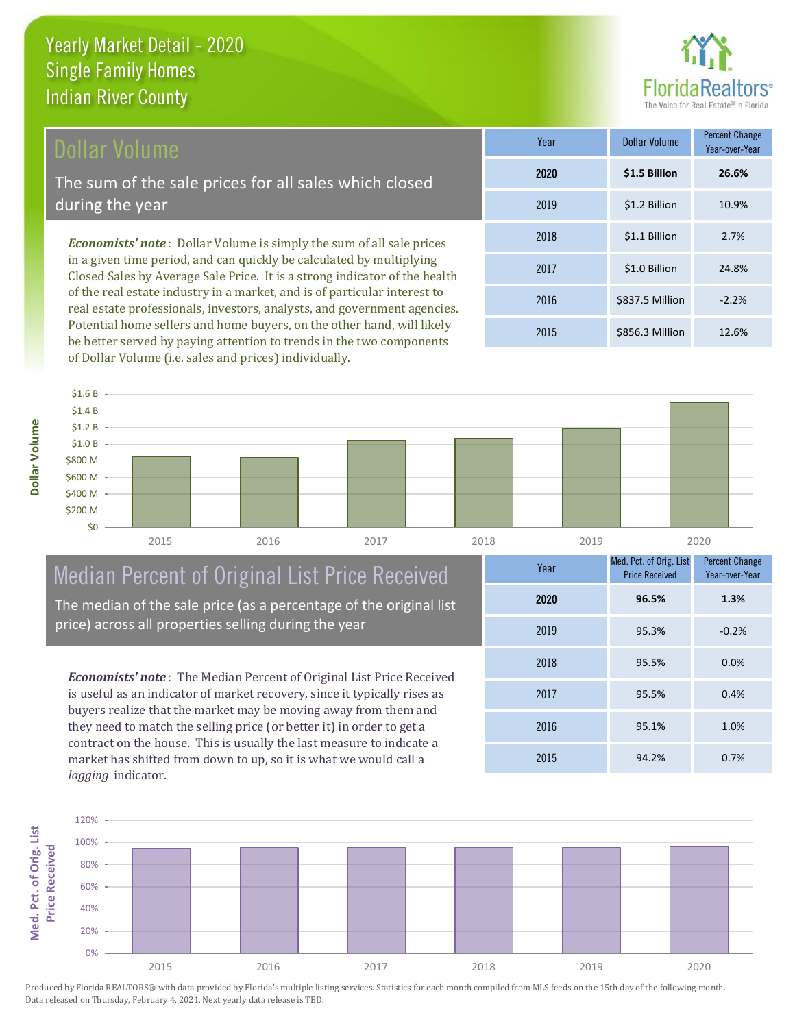# Yearly Market Detail - 2020
## Single Family Homes
## Indian River County

## Dollar Volume

The sum of the sale prices for all sales which closed during the year

*Economists' note*: Dollar Volume is simply the sum of all sale prices in a given time period, and can quickly be calculated by multiplying Closed Sales by Average Sale Price. It is a strong indicator of the health of the real estate industry in a market, and is of particular interest to real estate professionals, investors, analysts, and government agencies. Potential home sellers and home buyers, on the other hand, will likely be better served by paying attention to trends in the two components of Dollar Volume (i.e. sales and prices) individually.

| Year | Dollar Volume | Percent Change Year-over-Year |
|---|---|---|
| **2020** | **$1.5 Billion** | **26.6%** |
| 2019 | $1.2 Billion | 10.9% |
| 2018 | $1.1 Billion | 2.7% |
| 2017 | $1.0 Billion | 24.8% |
| 2016 | $837.5 Million | -2.2% |
| 2015 | $856.3 Million | 12.6% |

## Median Percent of Original List Price Received

The median of the sale price (as a percentage of the original list price) across all properties selling during the year

*Economists' note*: The Median Percent of Original List Price Received is useful as an indicator of market recovery, since it typically rises as buyers realize that the market may be moving away from them and they need to match the selling price (or better it) in order to get a contract on the house. This is usually the last measure to indicate a market has shifted from down to up, so it is what we would call a *lagging* indicator.

| Year | Med. Pct. of Orig. List Price Received | Percent Change Year-over-Year |
|---|---|---|
| **2020** | **96.5%** | **1.3%** |
| 2019 | 95.3% | -0.2% |
| 2018 | 95.5% | 0.0% |
| 2017 | 95.5% | 0.4% |
| 2016 | 95.1% | 1.0% |
| 2015 | 94.2% | 0.7% |

Produced by Florida REALTORS® with data provided by Florida's multiple listing services. Statistics for each month compiled from MLS feeds on the 15th day of the following month. Data released on Thursday, February 4, 2021. Next yearly data release is TBD.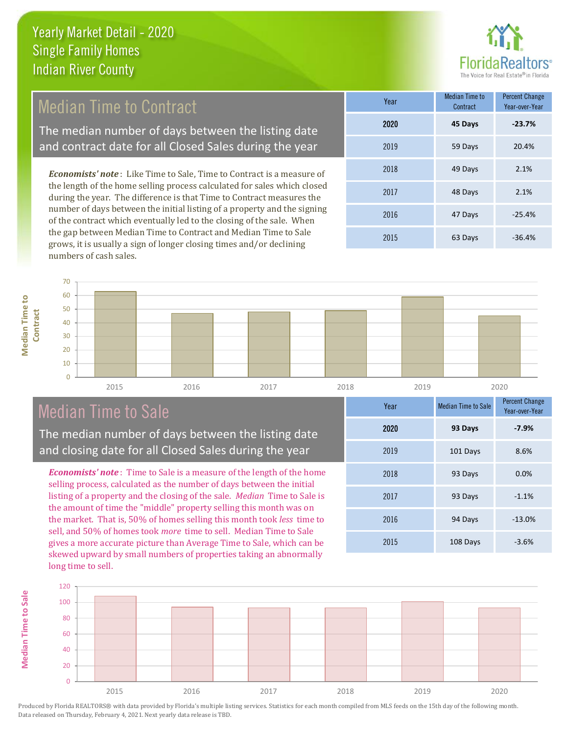# Yearly Market Detail - 2020
## Single Family Homes
## Indian River County

## Median Time to Contract

The median number of days between the listing date and contract date for all Closed Sales during the year

*Economists' note*: Like Time to Sale, Time to Contract is a measure of the length of the home selling process calculated for sales which closed during the year. The difference is that Time to Contract measures the number of days between the initial listing of a property and the signing of the contract which eventually led to the closing of the sale. When the gap between Median Time to Contract and Median Time to Sale grows, it is usually a sign of longer closing times and/or declining numbers of cash sales.

| Year | Median Time to Contract | Percent Change Year-over-Year |
|---|---|---|
| **2020** | **45 Days** | **-23.7%** |
| 2019 | 59 Days | 20.4% |
| 2018 | 49 Days | 2.1% |
| 2017 | 48 Days | 2.1% |
| 2016 | 47 Days | -25.4% |
| 2015 | 63 Days | -36.4% |

## Median Time to Sale

The median number of days between the listing date and closing date for all Closed Sales during the year

*Economists' note*: Time to Sale is a measure of the length of the home selling process, calculated as the number of days between the initial listing of a property and the closing of the sale. *Median* Time to Sale is the amount of time the "middle" property selling this month was on the market. That is, 50% of homes selling this month took *less* time to sell, and 50% of homes took *more* time to sell. Median Time to Sale gives a more accurate picture than Average Time to Sale, which can be skewed upward by small numbers of properties taking an abnormally long time to sell.

| Year | Median Time to Sale | Percent Change Year-over-Year |
|---|---|---|
| **2020** | **93 Days** | **-7.9%** |
| 2019 | 101 Days | 8.6% |
| 2018 | 93 Days | 0.0% |
| 2017 | 93 Days | -1.1% |
| 2016 | 94 Days | -13.0% |
| 2015 | 108 Days | -3.6% |

Produced by Florida REALTORS® with data provided by Florida's multiple listing services. Statistics for each month compiled from MLS feeds on the 15th day of the following month. Data released on Thursday, February 4, 2021. Next yearly data release is TBD.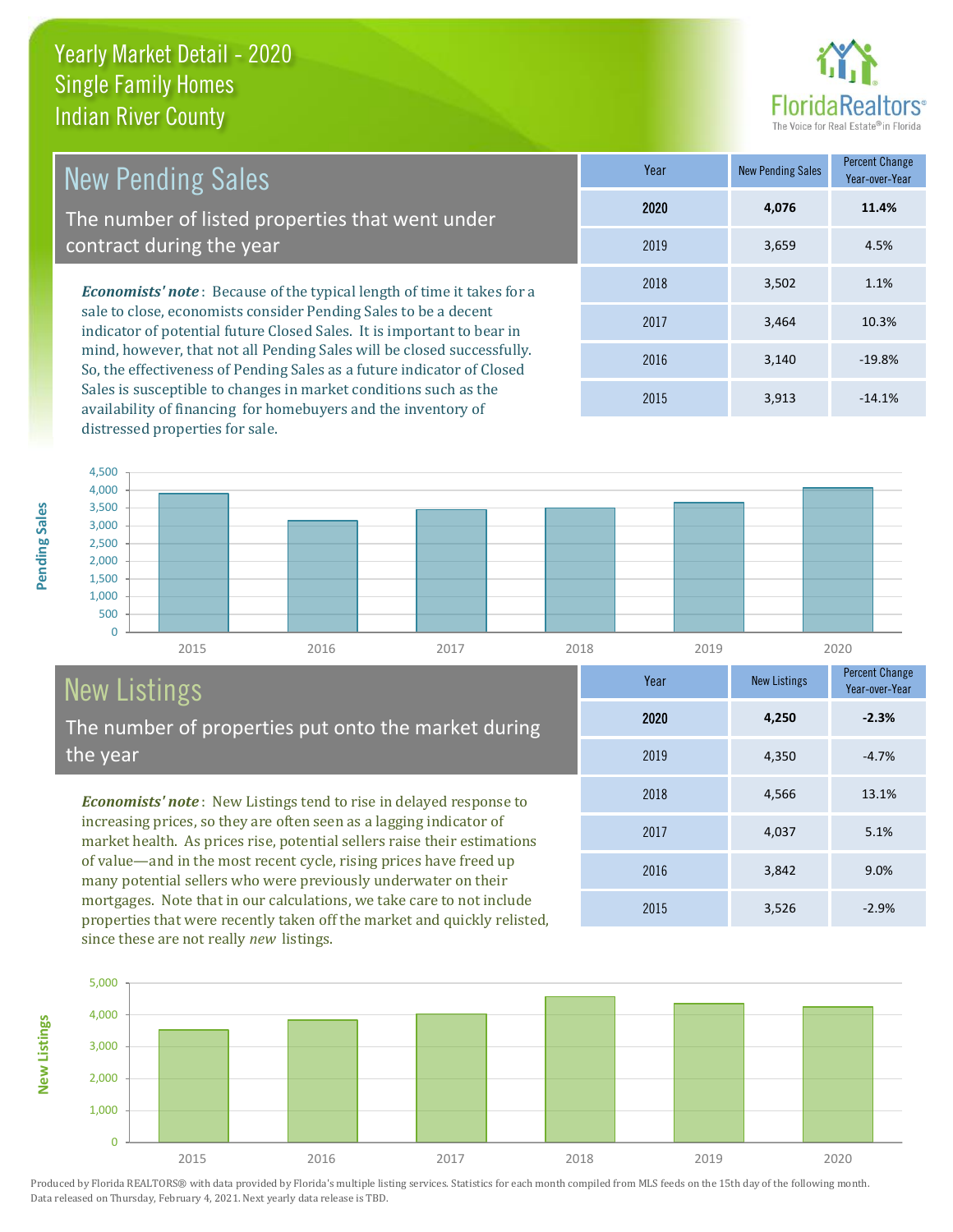# Yearly Market Detail - 2020
## Single Family Homes
## Indian River County

## New Pending Sales

The number of listed properties that went under contract during the year

***Economists' note***: Because of the typical length of time it takes for a sale to close, economists consider Pending Sales to be a decent indicator of potential future Closed Sales. It is important to bear in mind, however, that not all Pending Sales will be closed successfully. So, the effectiveness of Pending Sales as a future indicator of Closed Sales is susceptible to changes in market conditions such as the availability of financing for homebuyers and the inventory of distressed properties for sale.

| Year | New Pending Sales | Percent Change Year-over-Year |
|---|---|---|
| **2020** | **4,076** | **11.4%** |
| 2019 | 3,659 | 4.5% |
| 2018 | 3,502 | 1.1% |
| 2017 | 3,464 | 10.3% |
| 2016 | 3,140 | -19.8% |
| 2015 | 3,913 | -14.1% |

## New Listings

The number of properties put onto the market during the year

***Economists' note***: New Listings tend to rise in delayed response to increasing prices, so they are often seen as a lagging indicator of market health. As prices rise, potential sellers raise their estimations of value—and in the most recent cycle, rising prices have freed up many potential sellers who were previously underwater on their mortgages. Note that in our calculations, we take care to not include properties that were recently taken off the market and quickly relisted, since these are not really *new* listings.

| Year | New Listings | Percent Change Year-over-Year |
|---|---|---|
| **2020** | **4,250** | **-2.3%** |
| 2019 | 4,350 | -4.7% |
| 2018 | 4,566 | 13.1% |
| 2017 | 4,037 | 5.1% |
| 2016 | 3,842 | 9.0% |
| 2015 | 3,526 | -2.9% |

Produced by Florida REALTORS® with data provided by Florida's multiple listing services. Statistics for each month compiled from MLS feeds on the 15th day of the following month. Data released on Thursday, February 4, 2021. Next yearly data release is TBD.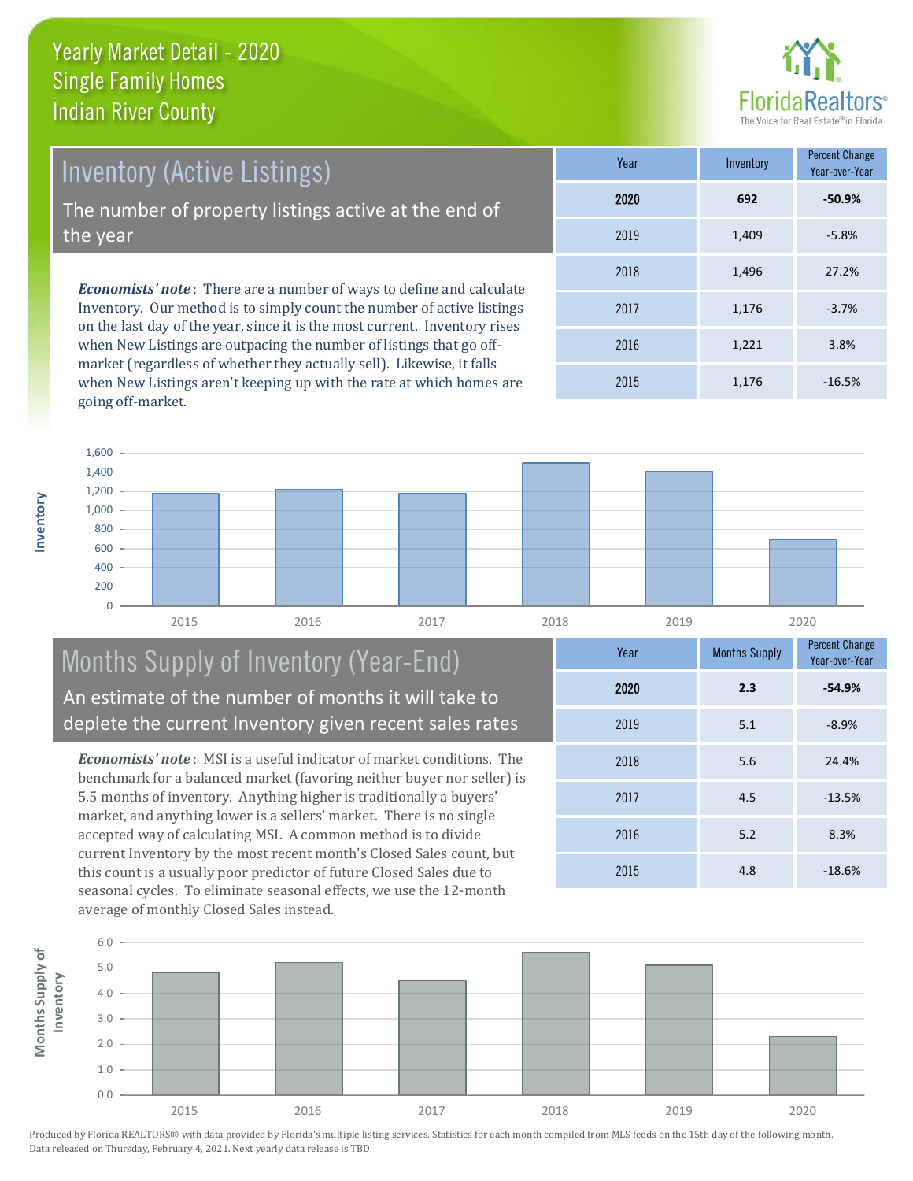# Yearly Market Detail - 2020
## Single Family Homes
## Indian River County

FloridaRealtors® The Voice for Real Estate® in Florida

## Inventory (Active Listings)

The number of property listings active at the end of the year

*Economists' note*: There are a number of ways to define and calculate Inventory. Our method is to simply count the number of active listings on the last day of the year, since it is the most current. Inventory rises when New Listings are outpacing the number of listings that go off-market (regardless of whether they actually sell). Likewise, it falls when New Listings aren't keeping up with the rate at which homes are going off-market.

| Year | Inventory | Percent Change Year-over-Year |
|---|---|---|
| **2020** | **692** | **-50.9%** |
| 2019 | 1,409 | -5.8% |
| 2018 | 1,496 | 27.2% |
| 2017 | 1,176 | -3.7% |
| 2016 | 1,221 | 3.8% |
| 2015 | 1,176 | -16.5% |

## Months Supply of Inventory (Year-End)

An estimate of the number of months it will take to deplete the current Inventory given recent sales rates

*Economists' note*: MSI is a useful indicator of market conditions. The benchmark for a balanced market (favoring neither buyer nor seller) is 5.5 months of inventory. Anything higher is traditionally a buyers' market, and anything lower is a sellers' market. There is no single accepted way of calculating MSI. A common method is to divide current Inventory by the most recent month's Closed Sales count, but this count is a usually poor predictor of future Closed Sales due to seasonal cycles. To eliminate seasonal effects, we use the 12-month average of monthly Closed Sales instead.

| Year | Months Supply | Percent Change Year-over-Year |
|---|---|---|
| **2020** | **2.3** | **-54.9%** |
| 2019 | 5.1 | -8.9% |
| 2018 | 5.6 | 24.4% |
| 2017 | 4.5 | -13.5% |
| 2016 | 5.2 | 8.3% |
| 2015 | 4.8 | -18.6% |

Produced by Florida REALTORS® with data provided by Florida's multiple listing services. Statistics for each month compiled from MLS feeds on the 15th day of the following month. Data released on Thursday, February 4, 2021. Next yearly data release is TBD.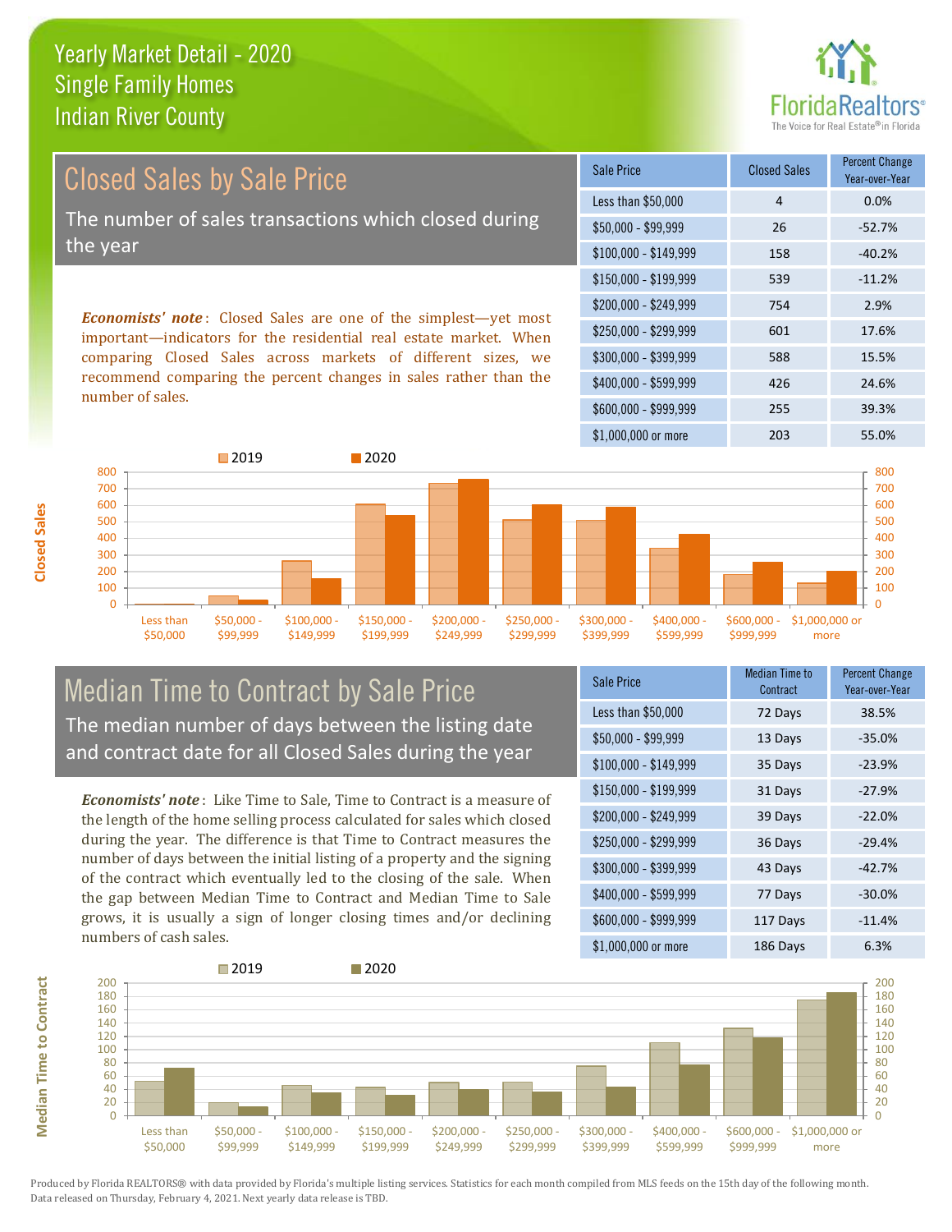# Yearly Market Detail - 2020
## Single Family Homes
## Indian River County

## Closed Sales by Sale Price

The number of sales transactions which closed during the year

***Economists' note***: Closed Sales are one of the simplest—yet most important—indicators for the residential real estate market. When comparing Closed Sales across markets of different sizes, we recommend comparing the percent changes in sales rather than the number of sales.

| Sale Price | Closed Sales | Percent Change Year-over-Year |
|---|---|---|
| Less than $50,000 | 4 | 0.0% |
| $50,000 - $99,999 | 26 | -52.7% |
| $100,000 - $149,999 | 158 | -40.2% |
| $150,000 - $199,999 | 539 | -11.2% |
| $200,000 - $249,999 | 754 | 2.9% |
| $250,000 - $299,999 | 601 | 17.6% |
| $300,000 - $399,999 | 588 | 15.5% |
| $400,000 - $599,999 | 426 | 24.6% |
| $600,000 - $999,999 | 255 | 39.3% |
| $1,000,000 or more | 203 | 55.0% |

## Median Time to Contract by Sale Price

The median number of days between the listing date and contract date for all Closed Sales during the year

***Economists' note***: Like Time to Sale, Time to Contract is a measure of the length of the home selling process calculated for sales which closed during the year. The difference is that Time to Contract measures the number of days between the initial listing of a property and the signing of the contract which eventually led to the closing of the sale. When the gap between Median Time to Contract and Median Time to Sale grows, it is usually a sign of longer closing times and/or declining numbers of cash sales.

| Sale Price | Median Time to Contract | Percent Change Year-over-Year |
|---|---|---|
| Less than $50,000 | 72 Days | 38.5% |
| $50,000 - $99,999 | 13 Days | -35.0% |
| $100,000 - $149,999 | 35 Days | -23.9% |
| $150,000 - $199,999 | 31 Days | -27.9% |
| $200,000 - $249,999 | 39 Days | -22.0% |
| $250,000 - $299,999 | 36 Days | -29.4% |
| $300,000 - $399,999 | 43 Days | -42.7% |
| $400,000 - $599,999 | 77 Days | -30.0% |
| $600,000 - $999,999 | 117 Days | -11.4% |
| $1,000,000 or more | 186 Days | 6.3% |

Produced by Florida REALTORS® with data provided by Florida's multiple listing services. Statistics for each month compiled from MLS feeds on the 15th day of the following month. Data released on Thursday, February 4, 2021. Next yearly data release is TBD.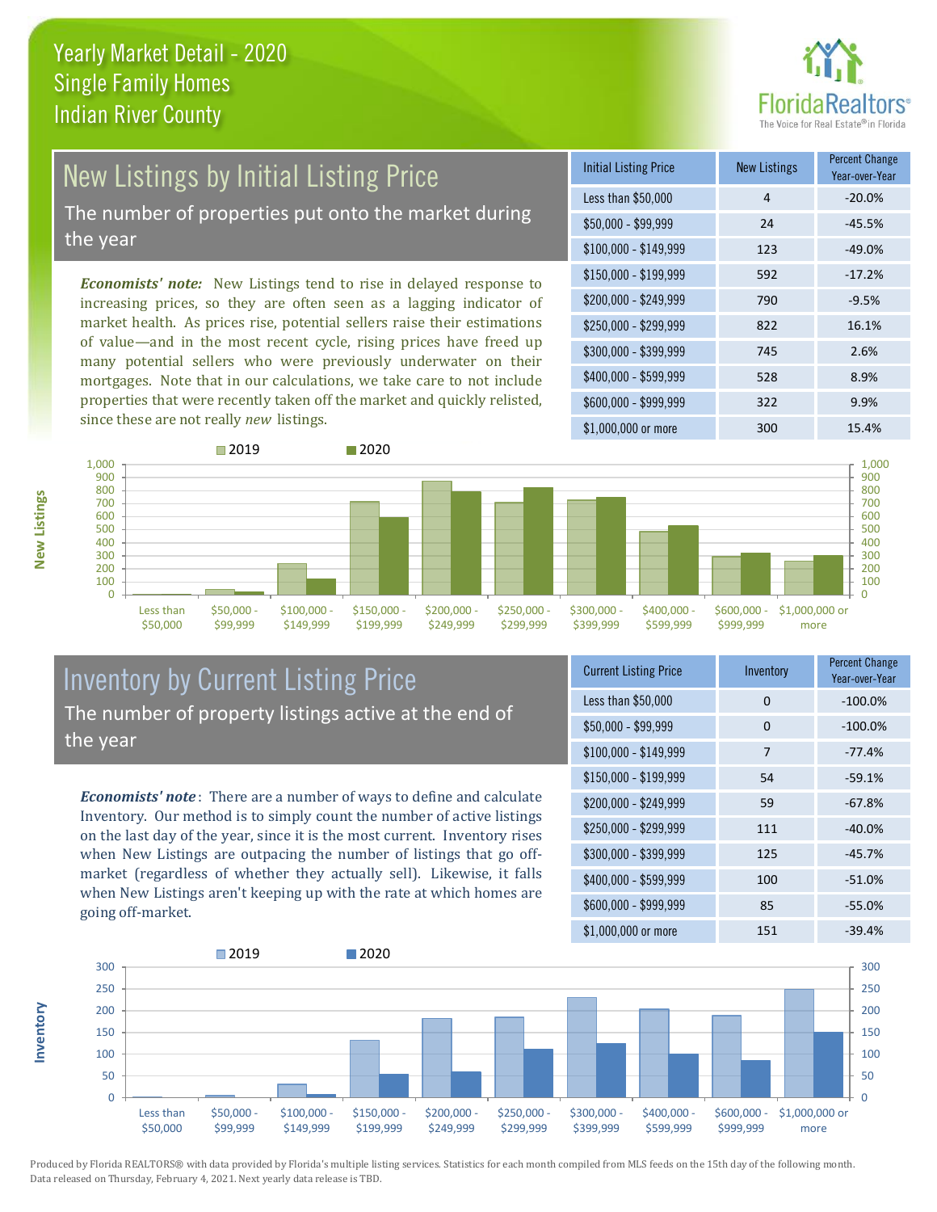# Yearly Market Detail - 2020
## Single Family Homes
## Indian River County

## New Listings by Initial Listing Price

The number of properties put onto the market during the year

*Economists' note:* New Listings tend to rise in delayed response to increasing prices, so they are often seen as a lagging indicator of market health. As prices rise, potential sellers raise their estimations of value—and in the most recent cycle, rising prices have freed up many potential sellers who were previously underwater on their mortgages. Note that in our calculations, we take care to not include properties that were recently taken off the market and quickly relisted, since these are not really *new* listings.

| Initial Listing Price | New Listings | Percent Change Year-over-Year |
|---|---|---|
| Less than $50,000 | 4 | -20.0% |
| $50,000 - $99,999 | 24 | -45.5% |
| $100,000 - $149,999 | 123 | -49.0% |
| $150,000 - $199,999 | 592 | -17.2% |
| $200,000 - $249,999 | 790 | -9.5% |
| $250,000 - $299,999 | 822 | 16.1% |
| $300,000 - $399,999 | 745 | 2.6% |
| $400,000 - $599,999 | 528 | 8.9% |
| $600,000 - $999,999 | 322 | 9.9% |
| $1,000,000 or more | 300 | 15.4% |

## Inventory by Current Listing Price

The number of property listings active at the end of the year

*Economists' note*: There are a number of ways to define and calculate Inventory. Our method is to simply count the number of active listings on the last day of the year, since it is the most current. Inventory rises when New Listings are outpacing the number of listings that go off-market (regardless of whether they actually sell). Likewise, it falls when New Listings aren't keeping up with the rate at which homes are going off-market.

| Current Listing Price | Inventory | Percent Change Year-over-Year |
|---|---|---|
| Less than $50,000 | 0 | -100.0% |
| $50,000 - $99,999 | 0 | -100.0% |
| $100,000 - $149,999 | 7 | -77.4% |
| $150,000 - $199,999 | 54 | -59.1% |
| $200,000 - $249,999 | 59 | -67.8% |
| $250,000 - $299,999 | 111 | -40.0% |
| $300,000 - $399,999 | 125 | -45.7% |
| $400,000 - $599,999 | 100 | -51.0% |
| $600,000 - $999,999 | 85 | -55.0% |
| $1,000,000 or more | 151 | -39.4% |

Produced by Florida REALTORS® with data provided by Florida's multiple listing services. Statistics for each month compiled from MLS feeds on the 15th day of the following month. Data released on Thursday, February 4, 2021. Next yearly data release is TBD.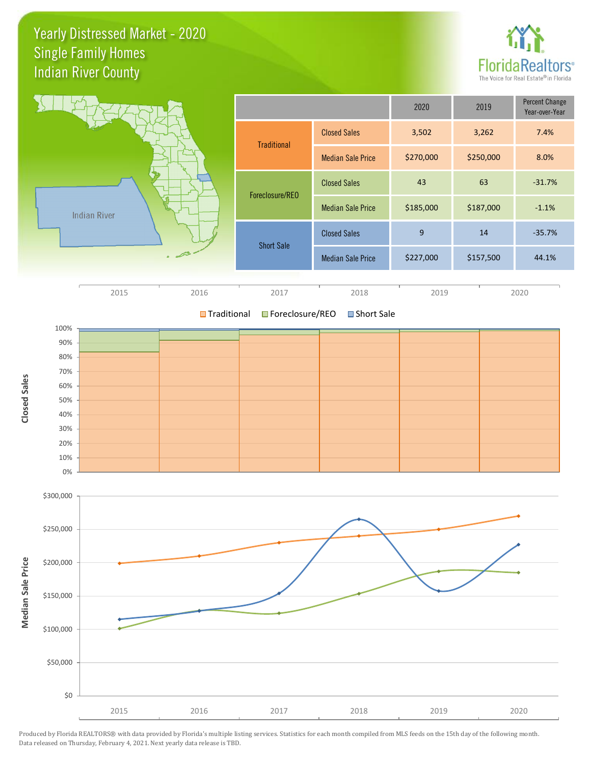# Yearly Distressed Market - 2020
## Single Family Homes
## Indian River County

FloridaRealtors®
The Voice for Real Estate® in Florida

Indian River

| | | 2020 | 2019 | Percent Change Year-over-Year |
|---|---|---|---|---|
| Traditional | Closed Sales | 3,502 | 3,262 | 7.4% |
| | Median Sale Price | $270,000 | $250,000 | 8.0% |
| Foreclosure/REO | Closed Sales | 43 | 63 | -31.7% |
| | Median Sale Price | $185,000 | $187,000 | -1.1% |
| Short Sale | Closed Sales | 9 | 14 | -35.7% |
| | Median Sale Price | $227,000 | $157,500 | 44.1% |

2015 2016 2017 2018 2019 2020

Traditional Foreclosure/REO Short Sale

Closed Sales

100% 90% 80% 70% 60% 50% 40% 30% 20% 10% 0%

Median Sale Price

$300,000 $250,000 $200,000 $150,000 $100,000 $50,000 $0

2015 2016 2017 2018 2019 2020

Produced by Florida REALTORS® with data provided by Florida's multiple listing services. Statistics for each month compiled from MLS feeds on the 15th day of the following month. Data released on Thursday, February 4, 2021. Next yearly data release is TBD.